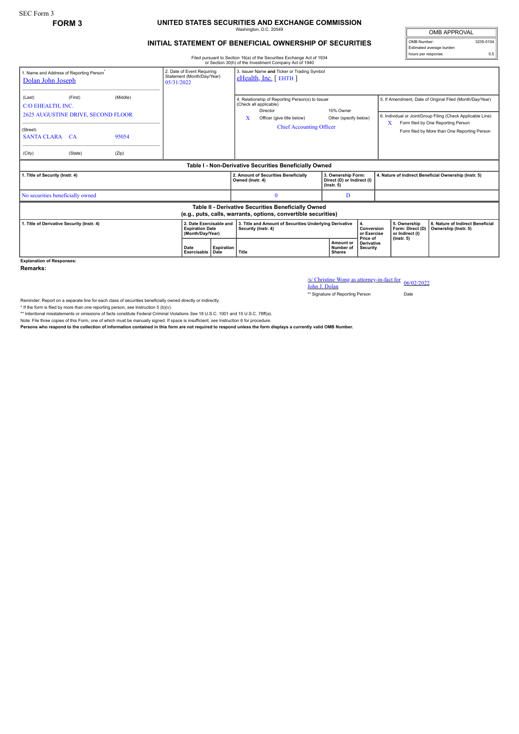SEC Form 3

**FORM 3**

# UNITED STATES SECURITIES AND EXCHANGE COMMISSION

Washington, D.C. 20549

## INITIAL STATEMENT OF BENEFICIAL OWNERSHIP OF SECURITIES

Filed pursuant to Section 16(a) of the Securities Exchange Act of 1934 or Section 30(h) of the Investment Company Act of 1940

| OMB APPROVAL | |
|---|---|
| OMB Number: | 3235-0104 |
| Estimated average burden | |
| hours per response: | 0.5 |

1. Name and Address of Reporting Person*
Dolan John Joseph

(Last) (First) (Middle)
C/O EHEALTH, INC.
2625 AUGUSTINE DRIVE, SECOND FLOOR

(Street)
SANTA CLARA CA 95054

(City) (State) (Zip)

2. Date of Event Requiring Statement (Month/Day/Year)
05/31/2022

3. Issuer Name and Ticker or Trading Symbol
eHealth, Inc. [ EHTH ]

4. Relationship of Reporting Person(s) to Issuer (Check all applicable)
Director
10% Owner
X Officer (give title below)
Other (specify below)
Chief Accounting Officer

5. If Amendment, Date of Original Filed (Month/Day/Year)

6. Individual or Joint/Group Filing (Check Applicable Line)
X Form filed by One Reporting Person
Form filed by More than One Reporting Person

### Table I - Non-Derivative Securities Beneficially Owned

| 1. Title of Security (Instr. 4) | 2. Amount of Securities Beneficially Owned (Instr. 4) | 3. Ownership Form: Direct (D) or Indirect (I) (Instr. 5) | 4. Nature of Indirect Beneficial Ownership (Instr. 5) |
|---|---|---|---|
| No securities beneficially owned | 0 | D | |

### Table II - Derivative Securities Beneficially Owned (e.g., puts, calls, warrants, options, convertible securities)

| 1. Title of Derivative Security (Instr. 4) | 2. Date Exercisable and Expiration Date (Month/Day/Year) | | 3. Title and Amount of Securities Underlying Derivative Security (Instr. 4) | | 4. Conversion or Exercise Price of Derivative Security | 5. Ownership Form: Direct (D) or Indirect (I) (Instr. 5) | 6. Nature of Indirect Beneficial Ownership (Instr. 5) |
|---|---|---|---|---|---|---|---|
| | Date Exercisable | Expiration Date | Title | Amount or Number of Shares | | | |

**Explanation of Responses:**

**Remarks:**

/s/ Christine Wong as attorney-in-fact for John J. Dolan — 06/02/2022

** Signature of Reporting Person — Date

Reminder: Report on a separate line for each class of securities beneficially owned directly or indirectly.

* If the form is filed by more than one reporting person, *see* Instruction 5 (b)(v).

** Intentional misstatements or omissions of facts constitute Federal Criminal Violations *See* 18 U.S.C. 1001 and 15 U.S.C. 78ff(a).

Note: File three copies of this Form, one of which must be manually signed. If space is insufficient, *see* Instruction 6 for procedure.

**Persons who respond to the collection of information contained in this form are not required to respond unless the form displays a currently valid OMB Number.**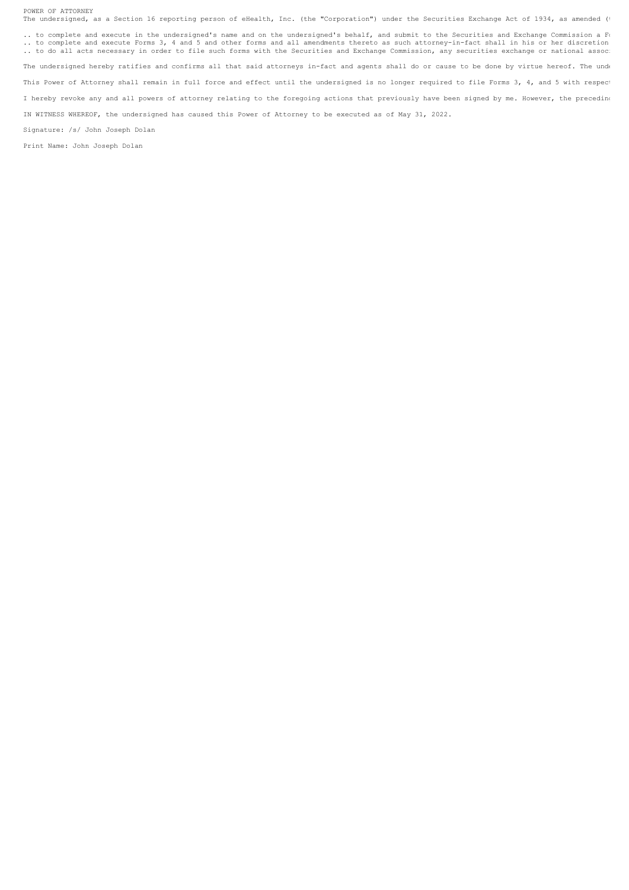POWER OF ATTORNEY

The undersigned, as a Section 16 reporting person of eHealth, Inc. (the "Corporation") under the Securities Exchange Act of 1934, as amended (

.. to complete and execute in the undersigned's name and on the undersigned's behalf, and submit to the Securities and Exchange Commission a F
.. to complete and execute Forms 3, 4 and 5 and other forms and all amendments thereto as such attorney-in-fact shall in his or her discretion
.. to do all acts necessary in order to file such forms with the Securities and Exchange Commission, any securities exchange or national assoc

The undersigned hereby ratifies and confirms all that said attorneys in-fact and agents shall do or cause to be done by virtue hereof. The und

This Power of Attorney shall remain in full force and effect until the undersigned is no longer required to file Forms 3, 4, and 5 with respec

I hereby revoke any and all powers of attorney relating to the foregoing actions that previously have been signed by me. However, the precedin

IN WITNESS WHEREOF, the undersigned has caused this Power of Attorney to be executed as of May 31, 2022.

Signature: /s/ John Joseph Dolan

Print Name: John Joseph Dolan